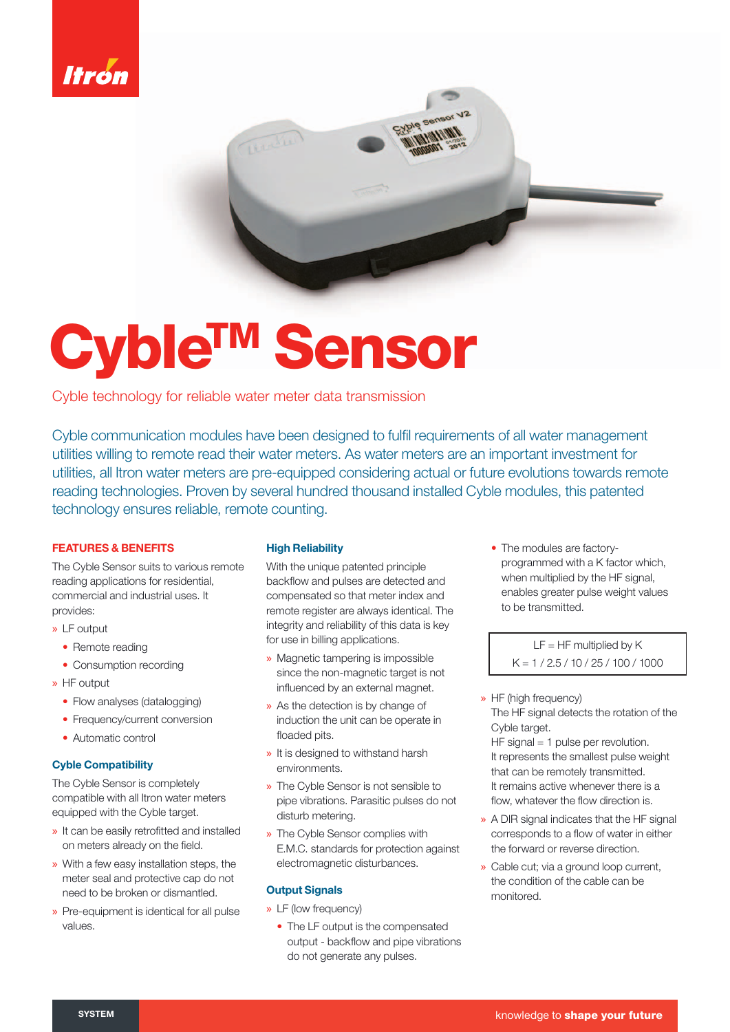# Cyble™ Sensor

Cyble technology for reliable water meter data transmission

Cyble communication modules have been designed to fulfil requirements of all water management utilities willing to remote read their water meters. As water meters are an important investment for utilities, all Itron water meters are pre-equipped considering actual or future evolutions towards remote reading technologies. Proven by several hundred thousand installed Cyble modules, this patented technology ensures reliable, remote counting.

## FEATURES & BENEFITS

The Cyble Sensor suits to various remote reading applications for residential, commercial and industrial uses. It provides:

- LF output
  - Remote reading
  - Consumption recording
- HF output
  - Flow analyses (datalogging)
  - Frequency/current conversion
  - Automatic control

### Cyble Compatibility

The Cyble Sensor is completely compatible with all Itron water meters equipped with the Cyble target.

- It can be easily retrofitted and installed on meters already on the field.
- With a few easy installation steps, the meter seal and protective cap do not need to be broken or dismantled.
- Pre-equipment is identical for all pulse values.

### High Reliability

With the unique patented principle backflow and pulses are detected and compensated so that meter index and remote register are always identical. The integrity and reliability of this data is key for use in billing applications.

- Magnetic tampering is impossible since the non-magnetic target is not influenced by an external magnet.
- As the detection is by change of induction the unit can be operate in floaded pits.
- It is designed to withstand harsh environments.
- The Cyble Sensor is not sensible to pipe vibrations. Parasitic pulses do not disturb metering.
- The Cyble Sensor complies with E.M.C. standards for protection against electromagnetic disturbances.

### Output Signals

- LF (low frequency)
  - The LF output is the compensated output - backflow and pipe vibrations do not generate any pulses.
  - The modules are factory-programmed with a K factor which, when multiplied by the HF signal, enables greater pulse weight values to be transmitted.

| LF = HF multiplied by K<br>K = 1 / 2.5 / 10 / 25 / 100 / 1000 |
|---|

- HF (high frequency)
  The HF signal detects the rotation of the Cyble target.
  HF signal = 1 pulse per revolution.
  It represents the smallest pulse weight that can be remotely transmitted.
  It remains active whenever there is a flow, whatever the flow direction is.
- A DIR signal indicates that the HF signal corresponds to a flow of water in either the forward or reverse direction.
- Cable cut; via a ground loop current, the condition of the cable can be monitored.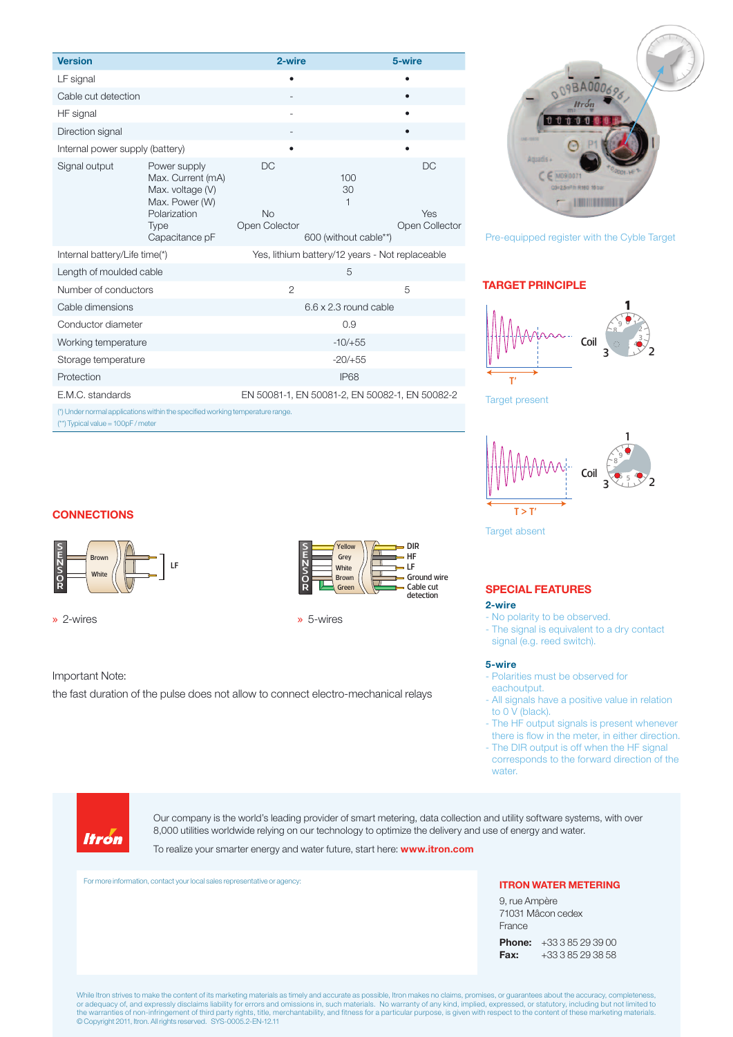| Version | | 2-wire | 5-wire |
|---|---|---|---|
| LF signal | | • | • |
| Cable cut detection | | - | • |
| HF signal | | - | • |
| Direction signal | | - | • |
| Internal power supply (battery) | | • | • |
| Signal output | Power supply | DC | DC |
| | Max. Current (mA) | 100 | |
| | Max. voltage (V) | 30 | |
| | Max. Power (W) | 1 | |
| | Polarization | No | Yes |
| | Type | Open Colector | Open Collector |
| | Capacitance pF | 600 (without cable**) | |
| Internal battery/Life time(*) | | Yes, lithium battery/12 years - Not replaceable | |
| Length of moulded cable | | 5 | |
| Number of conductors | | 2 | 5 |
| Cable dimensions | | 6.6 x 2.3 round cable | |
| Conductor diameter | | 0.9 | |
| Working temperature | | -10/+55 | |
| Storage temperature | | -20/+55 | |
| Protection | | IP68 | |
| E.M.C. standards | | EN 50081-1, EN 50081-2, EN 50082-1, EN 50082-2 | |

(*) Under normal applications within the specified working temperature range.
(**) Typical value = 100pF / meter

Pre-equipped register with the Cyble Target

## TARGET PRINCIPLE

T'

Coil

1

2

3

Target present

T > T'

Coil

1

2

3

Target absent

## CONNECTIONS

SENSOR

Brown

White

LF

» 2-wires

SENSOR

Yellow — DIR
Grey — HF
White — LF
Brown — Ground wire
Green — Cable cut detection

» 5-wires

Important Note:

the fast duration of the pulse does not allow to connect electro-mechanical relays

## SPECIAL FEATURES

### 2-wire

- No polarity to be observed.
- The signal is equivalent to a dry contact signal (e.g. reed switch).

### 5-wire

- Polarities must be observed for eachoutput.
- All signals have a positive value in relation to 0 V (black).
- The HF output signals is present whenever there is flow in the meter, in either direction.
- The DIR output is off when the HF signal corresponds to the forward direction of the water.

Itron

Our company is the world's leading provider of smart metering, data collection and utility software systems, with over 8,000 utilities worldwide relying on our technology to optimize the delivery and use of energy and water.

To realize your smarter energy and water future, start here: **www.itron.com**

For more information, contact your local sales representative or agency:

**ITRON WATER METERING**

9, rue Ampère
71031 Mâcon cedex
France

**Phone:** +33 3 85 29 39 00
**Fax:** +33 3 85 29 38 58

While Itron strives to make the content of its marketing materials as timely and accurate as possible, Itron makes no claims, promises, or guarantees about the accuracy, completeness, or adequacy of, and expressly disclaims liability for errors and omissions in, such materials. No warranty of any kind, implied, expressed, or statutory, including but not limited to the warranties of non-infringement of third party rights, title, merchantability, and fitness for a particular purpose, is given with respect to the content of these marketing materials.
© Copyright 2011, Itron. All rights reserved. SYS-0005.2-EN-12.11